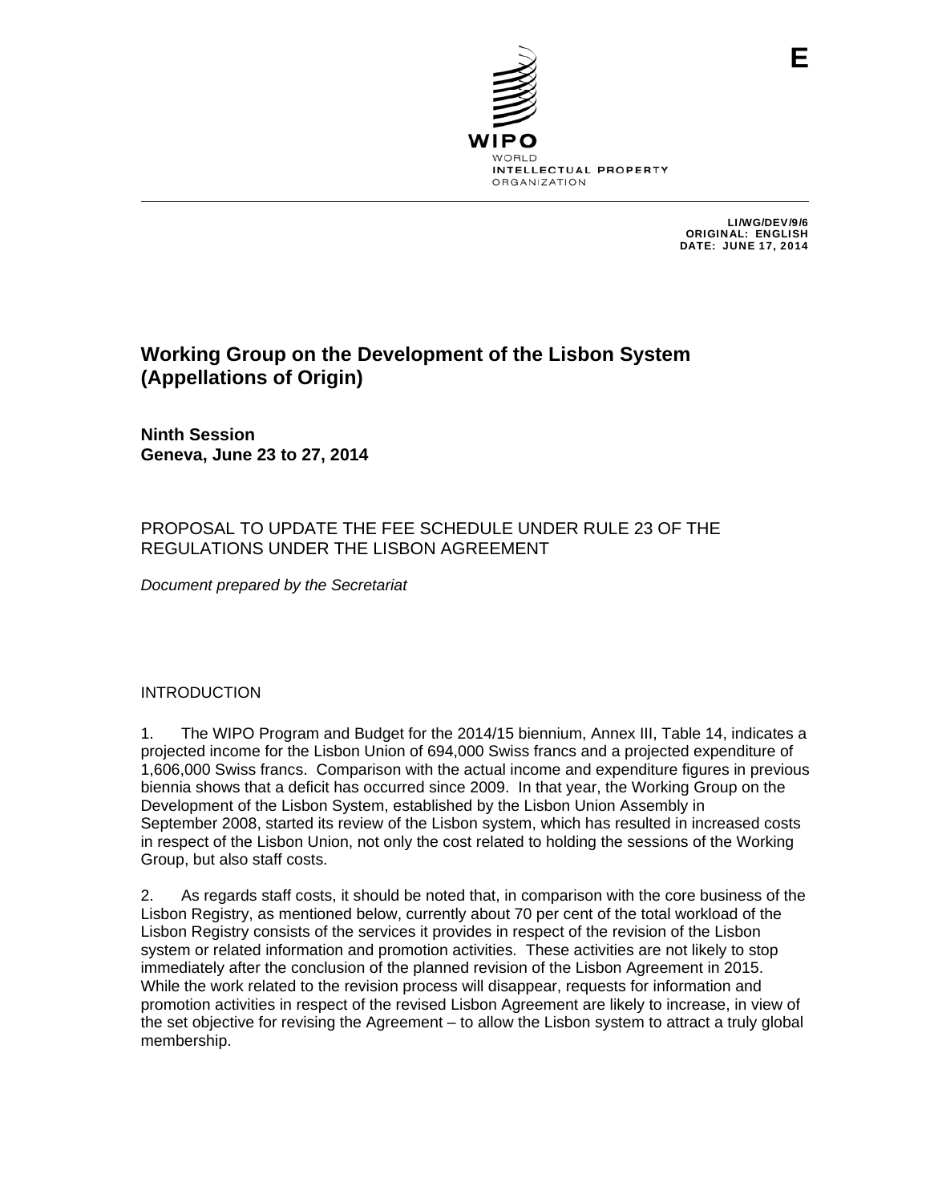E

WIPO
WORLD
INTELLECTUAL PROPERTY
ORGANIZATION

LI/WG/DEV/9/6
ORIGINAL: ENGLISH
DATE: JUNE 17, 2014

# Working Group on the Development of the Lisbon System (Appellations of Origin)

**Ninth Session**
**Geneva, June 23 to 27, 2014**

## PROPOSAL TO UPDATE THE FEE SCHEDULE UNDER RULE 23 OF THE REGULATIONS UNDER THE LISBON AGREEMENT

*Document prepared by the Secretariat*

## INTRODUCTION

1. The WIPO Program and Budget for the 2014/15 biennium, Annex III, Table 14, indicates a projected income for the Lisbon Union of 694,000 Swiss francs and a projected expenditure of 1,606,000 Swiss francs. Comparison with the actual income and expenditure figures in previous biennia shows that a deficit has occurred since 2009. In that year, the Working Group on the Development of the Lisbon System, established by the Lisbon Union Assembly in September 2008, started its review of the Lisbon system, which has resulted in increased costs in respect of the Lisbon Union, not only the cost related to holding the sessions of the Working Group, but also staff costs.

2. As regards staff costs, it should be noted that, in comparison with the core business of the Lisbon Registry, as mentioned below, currently about 70 per cent of the total workload of the Lisbon Registry consists of the services it provides in respect of the revision of the Lisbon system or related information and promotion activities. These activities are not likely to stop immediately after the conclusion of the planned revision of the Lisbon Agreement in 2015. While the work related to the revision process will disappear, requests for information and promotion activities in respect of the revised Lisbon Agreement are likely to increase, in view of the set objective for revising the Agreement – to allow the Lisbon system to attract a truly global membership.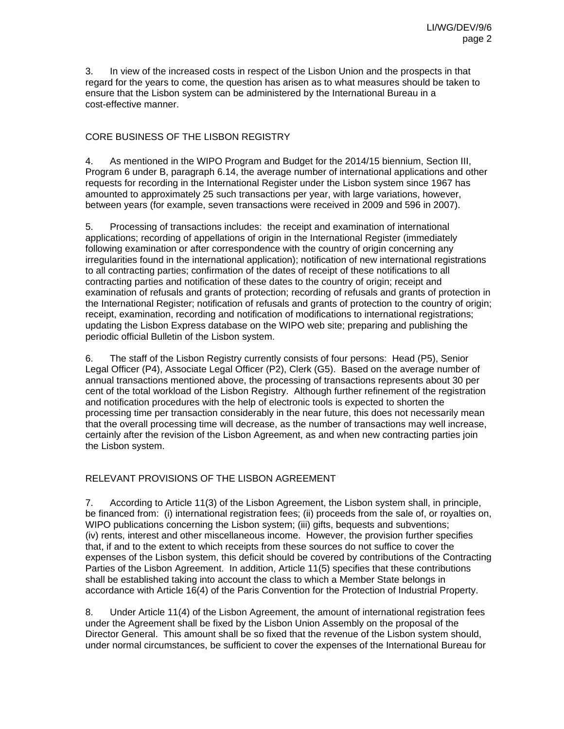3. In view of the increased costs in respect of the Lisbon Union and the prospects in that regard for the years to come, the question has arisen as to what measures should be taken to ensure that the Lisbon system can be administered by the International Bureau in a cost-effective manner.

## CORE BUSINESS OF THE LISBON REGISTRY

4. As mentioned in the WIPO Program and Budget for the 2014/15 biennium, Section III, Program 6 under B, paragraph 6.14, the average number of international applications and other requests for recording in the International Register under the Lisbon system since 1967 has amounted to approximately 25 such transactions per year, with large variations, however, between years (for example, seven transactions were received in 2009 and 596 in 2007).

5. Processing of transactions includes: the receipt and examination of international applications; recording of appellations of origin in the International Register (immediately following examination or after correspondence with the country of origin concerning any irregularities found in the international application); notification of new international registrations to all contracting parties; confirmation of the dates of receipt of these notifications to all contracting parties and notification of these dates to the country of origin; receipt and examination of refusals and grants of protection; recording of refusals and grants of protection in the International Register; notification of refusals and grants of protection to the country of origin; receipt, examination, recording and notification of modifications to international registrations; updating the Lisbon Express database on the WIPO web site; preparing and publishing the periodic official Bulletin of the Lisbon system.

6. The staff of the Lisbon Registry currently consists of four persons: Head (P5), Senior Legal Officer (P4), Associate Legal Officer (P2), Clerk (G5). Based on the average number of annual transactions mentioned above, the processing of transactions represents about 30 per cent of the total workload of the Lisbon Registry. Although further refinement of the registration and notification procedures with the help of electronic tools is expected to shorten the processing time per transaction considerably in the near future, this does not necessarily mean that the overall processing time will decrease, as the number of transactions may well increase, certainly after the revision of the Lisbon Agreement, as and when new contracting parties join the Lisbon system.

## RELEVANT PROVISIONS OF THE LISBON AGREEMENT

7. According to Article 11(3) of the Lisbon Agreement, the Lisbon system shall, in principle, be financed from: (i) international registration fees; (ii) proceeds from the sale of, or royalties on, WIPO publications concerning the Lisbon system; (iii) gifts, bequests and subventions; (iv) rents, interest and other miscellaneous income. However, the provision further specifies that, if and to the extent to which receipts from these sources do not suffice to cover the expenses of the Lisbon system, this deficit should be covered by contributions of the Contracting Parties of the Lisbon Agreement. In addition, Article 11(5) specifies that these contributions shall be established taking into account the class to which a Member State belongs in accordance with Article 16(4) of the Paris Convention for the Protection of Industrial Property.

8. Under Article 11(4) of the Lisbon Agreement, the amount of international registration fees under the Agreement shall be fixed by the Lisbon Union Assembly on the proposal of the Director General. This amount shall be so fixed that the revenue of the Lisbon system should, under normal circumstances, be sufficient to cover the expenses of the International Bureau for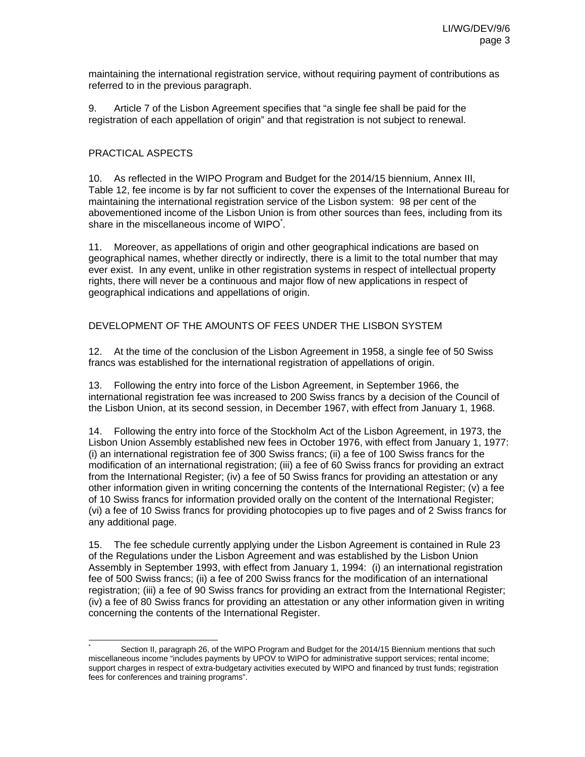maintaining the international registration service, without requiring payment of contributions as referred to in the previous paragraph.

9. Article 7 of the Lisbon Agreement specifies that "a single fee shall be paid for the registration of each appellation of origin" and that registration is not subject to renewal.

## PRACTICAL ASPECTS

10. As reflected in the WIPO Program and Budget for the 2014/15 biennium, Annex III, Table 12, fee income is by far not sufficient to cover the expenses of the International Bureau for maintaining the international registration service of the Lisbon system: 98 per cent of the abovementioned income of the Lisbon Union is from other sources than fees, including from its share in the miscellaneous income of WIPO[*].

11. Moreover, as appellations of origin and other geographical indications are based on geographical names, whether directly or indirectly, there is a limit to the total number that may ever exist. In any event, unlike in other registration systems in respect of intellectual property rights, there will never be a continuous and major flow of new applications in respect of geographical indications and appellations of origin.

## DEVELOPMENT OF THE AMOUNTS OF FEES UNDER THE LISBON SYSTEM

12. At the time of the conclusion of the Lisbon Agreement in 1958, a single fee of 50 Swiss francs was established for the international registration of appellations of origin.

13. Following the entry into force of the Lisbon Agreement, in September 1966, the international registration fee was increased to 200 Swiss francs by a decision of the Council of the Lisbon Union, at its second session, in December 1967, with effect from January 1, 1968.

14. Following the entry into force of the Stockholm Act of the Lisbon Agreement, in 1973, the Lisbon Union Assembly established new fees in October 1976, with effect from January 1, 1977: (i) an international registration fee of 300 Swiss francs; (ii) a fee of 100 Swiss francs for the modification of an international registration; (iii) a fee of 60 Swiss francs for providing an extract from the International Register; (iv) a fee of 50 Swiss francs for providing an attestation or any other information given in writing concerning the contents of the International Register; (v) a fee of 10 Swiss francs for information provided orally on the content of the International Register; (vi) a fee of 10 Swiss francs for providing photocopies up to five pages and of 2 Swiss francs for any additional page.

15. The fee schedule currently applying under the Lisbon Agreement is contained in Rule 23 of the Regulations under the Lisbon Agreement and was established by the Lisbon Union Assembly in September 1993, with effect from January 1, 1994: (i) an international registration fee of 500 Swiss francs; (ii) a fee of 200 Swiss francs for the modification of an international registration; (iii) a fee of 90 Swiss francs for providing an extract from the International Register; (iv) a fee of 80 Swiss francs for providing an attestation or any other information given in writing concerning the contents of the International Register.

---

[*] Section II, paragraph 26, of the WIPO Program and Budget for the 2014/15 Biennium mentions that such miscellaneous income "includes payments by UPOV to WIPO for administrative support services; rental income; support charges in respect of extra-budgetary activities executed by WIPO and financed by trust funds; registration fees for conferences and training programs".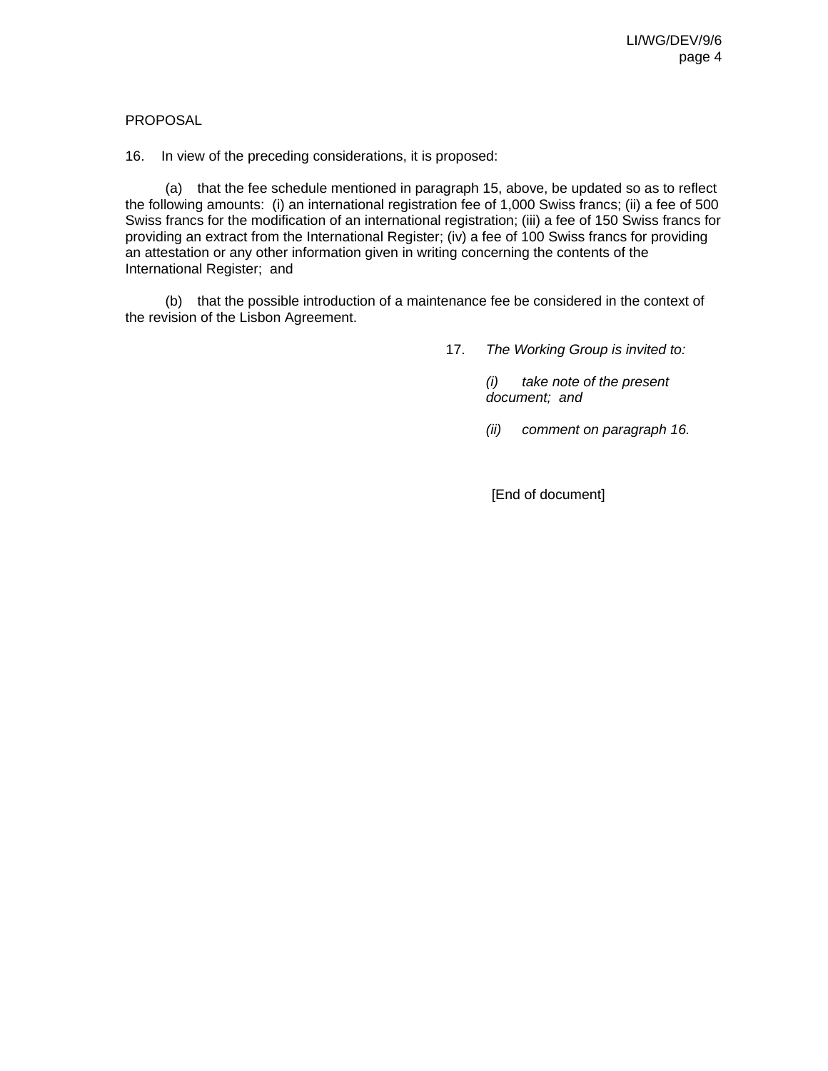PROPOSAL

16. In view of the preceding considerations, it is proposed:

(a) that the fee schedule mentioned in paragraph 15, above, be updated so as to reflect the following amounts: (i) an international registration fee of 1,000 Swiss francs; (ii) a fee of 500 Swiss francs for the modification of an international registration; (iii) a fee of 150 Swiss francs for providing an extract from the International Register; (iv) a fee of 100 Swiss francs for providing an attestation or any other information given in writing concerning the contents of the International Register; and

(b) that the possible introduction of a maintenance fee be considered in the context of the revision of the Lisbon Agreement.

17. *The Working Group is invited to:*

*(i) take note of the present document; and*

*(ii) comment on paragraph 16.*

[End of document]